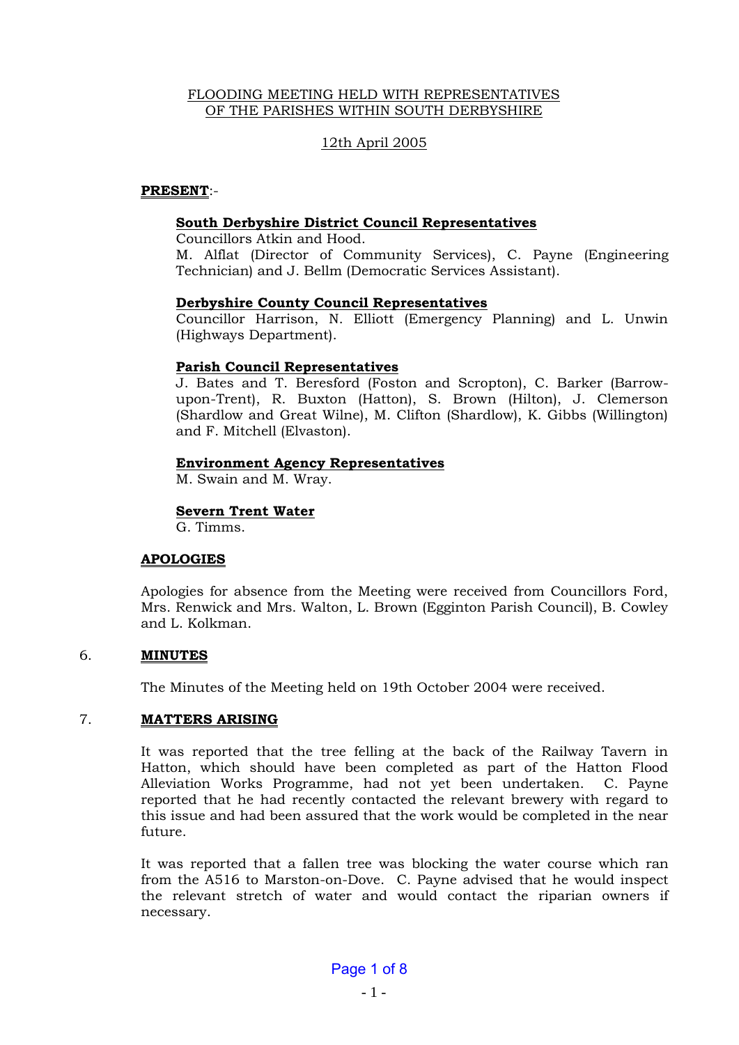FLOODING MEETING HELD WITH REPRESENTATIVES OF THE PARISHES WITHIN SOUTH DERBYSHIRE

12th April 2005

**PRESENT**:-

**South Derbyshire District Council Representatives**
Councillors Atkin and Hood.
M. Alflat (Director of Community Services), C. Payne (Engineering Technician) and J. Bellm (Democratic Services Assistant).

**Derbyshire County Council Representatives**
Councillor Harrison, N. Elliott (Emergency Planning) and L. Unwin (Highways Department).

**Parish Council Representatives**
J. Bates and T. Beresford (Foston and Scropton), C. Barker (Barrow-upon-Trent), R. Buxton (Hatton), S. Brown (Hilton), J. Clemerson (Shardlow and Great Wilne), M. Clifton (Shardlow), K. Gibbs (Willington) and F. Mitchell (Elvaston).

**Environment Agency Representatives**
M. Swain and M. Wray.

**Severn Trent Water**
G. Timms.

**APOLOGIES**

Apologies for absence from the Meeting were received from Councillors Ford, Mrs. Renwick and Mrs. Walton, L. Brown (Egginton Parish Council), B. Cowley and L. Kolkman.

6. **MINUTES**

The Minutes of the Meeting held on 19th October 2004 were received.

7. **MATTERS ARISING**

It was reported that the tree felling at the back of the Railway Tavern in Hatton, which should have been completed as part of the Hatton Flood Alleviation Works Programme, had not yet been undertaken. C. Payne reported that he had recently contacted the relevant brewery with regard to this issue and had been assured that the work would be completed in the near future.

It was reported that a fallen tree was blocking the water course which ran from the A516 to Marston-on-Dove. C. Payne advised that he would inspect the relevant stretch of water and would contact the riparian owners if necessary.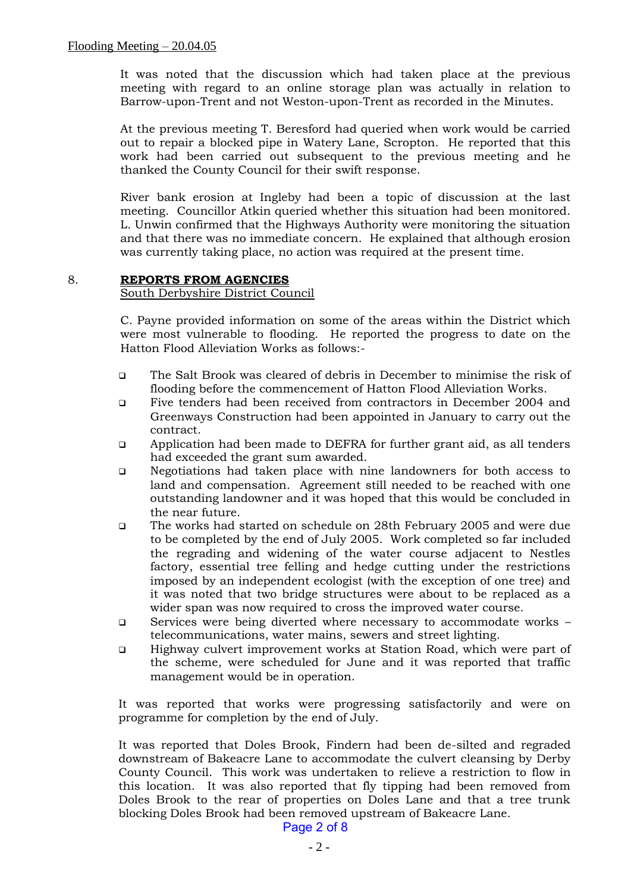It was noted that the discussion which had taken place at the previous meeting with regard to an online storage plan was actually in relation to Barrow-upon-Trent and not Weston-upon-Trent as recorded in the Minutes.

At the previous meeting T. Beresford had queried when work would be carried out to repair a blocked pipe in Watery Lane, Scropton. He reported that this work had been carried out subsequent to the previous meeting and he thanked the County Council for their swift response.

River bank erosion at Ingleby had been a topic of discussion at the last meeting. Councillor Atkin queried whether this situation had been monitored. L. Unwin confirmed that the Highways Authority were monitoring the situation and that there was no immediate concern. He explained that although erosion was currently taking place, no action was required at the present time.

## 8. REPORTS FROM AGENCIES

South Derbyshire District Council

C. Payne provided information on some of the areas within the District which were most vulnerable to flooding. He reported the progress to date on the Hatton Flood Alleviation Works as follows:-

- The Salt Brook was cleared of debris in December to minimise the risk of flooding before the commencement of Hatton Flood Alleviation Works.
- Five tenders had been received from contractors in December 2004 and Greenways Construction had been appointed in January to carry out the contract.
- Application had been made to DEFRA for further grant aid, as all tenders had exceeded the grant sum awarded.
- Negotiations had taken place with nine landowners for both access to land and compensation. Agreement still needed to be reached with one outstanding landowner and it was hoped that this would be concluded in the near future.
- The works had started on schedule on 28th February 2005 and were due to be completed by the end of July 2005. Work completed so far included the regrading and widening of the water course adjacent to Nestles factory, essential tree felling and hedge cutting under the restrictions imposed by an independent ecologist (with the exception of one tree) and it was noted that two bridge structures were about to be replaced as a wider span was now required to cross the improved water course.
- Services were being diverted where necessary to accommodate works – telecommunications, water mains, sewers and street lighting.
- Highway culvert improvement works at Station Road, which were part of the scheme, were scheduled for June and it was reported that traffic management would be in operation.

It was reported that works were progressing satisfactorily and were on programme for completion by the end of July.

It was reported that Doles Brook, Findern had been de-silted and regraded downstream of Bakeacre Lane to accommodate the culvert cleansing by Derby County Council. This work was undertaken to relieve a restriction to flow in this location. It was also reported that fly tipping had been removed from Doles Brook to the rear of properties on Doles Lane and that a tree trunk blocking Doles Brook had been removed upstream of Bakeacre Lane.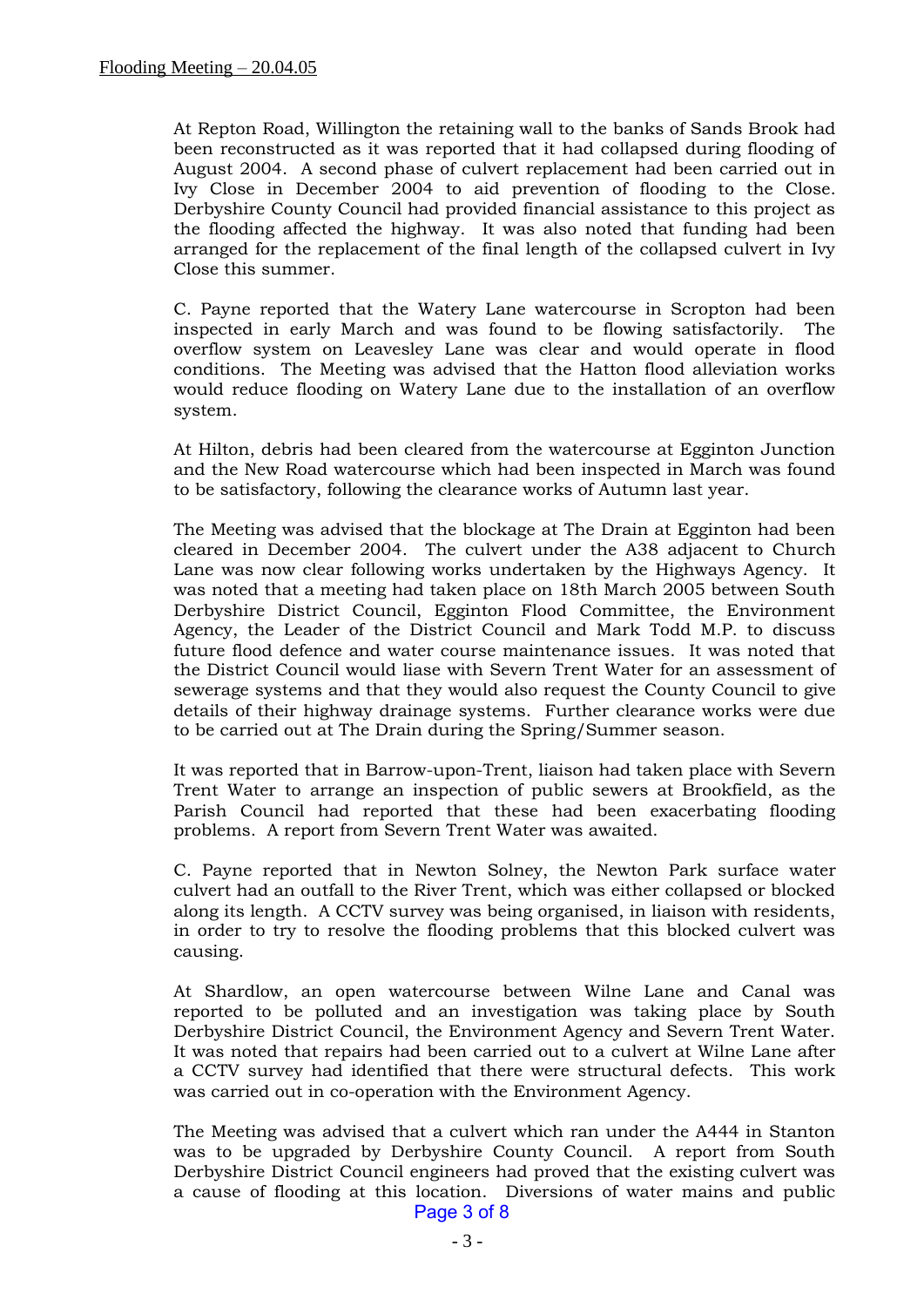At Repton Road, Willington the retaining wall to the banks of Sands Brook had been reconstructed as it was reported that it had collapsed during flooding of August 2004. A second phase of culvert replacement had been carried out in Ivy Close in December 2004 to aid prevention of flooding to the Close. Derbyshire County Council had provided financial assistance to this project as the flooding affected the highway. It was also noted that funding had been arranged for the replacement of the final length of the collapsed culvert in Ivy Close this summer.

C. Payne reported that the Watery Lane watercourse in Scropton had been inspected in early March and was found to be flowing satisfactorily. The overflow system on Leavesley Lane was clear and would operate in flood conditions. The Meeting was advised that the Hatton flood alleviation works would reduce flooding on Watery Lane due to the installation of an overflow system.

At Hilton, debris had been cleared from the watercourse at Egginton Junction and the New Road watercourse which had been inspected in March was found to be satisfactory, following the clearance works of Autumn last year.

The Meeting was advised that the blockage at The Drain at Egginton had been cleared in December 2004. The culvert under the A38 adjacent to Church Lane was now clear following works undertaken by the Highways Agency. It was noted that a meeting had taken place on 18th March 2005 between South Derbyshire District Council, Egginton Flood Committee, the Environment Agency, the Leader of the District Council and Mark Todd M.P. to discuss future flood defence and water course maintenance issues. It was noted that the District Council would liase with Severn Trent Water for an assessment of sewerage systems and that they would also request the County Council to give details of their highway drainage systems. Further clearance works were due to be carried out at The Drain during the Spring/Summer season.

It was reported that in Barrow-upon-Trent, liaison had taken place with Severn Trent Water to arrange an inspection of public sewers at Brookfield, as the Parish Council had reported that these had been exacerbating flooding problems. A report from Severn Trent Water was awaited.

C. Payne reported that in Newton Solney, the Newton Park surface water culvert had an outfall to the River Trent, which was either collapsed or blocked along its length. A CCTV survey was being organised, in liaison with residents, in order to try to resolve the flooding problems that this blocked culvert was causing.

At Shardlow, an open watercourse between Wilne Lane and Canal was reported to be polluted and an investigation was taking place by South Derbyshire District Council, the Environment Agency and Severn Trent Water. It was noted that repairs had been carried out to a culvert at Wilne Lane after a CCTV survey had identified that there were structural defects. This work was carried out in co-operation with the Environment Agency.

The Meeting was advised that a culvert which ran under the A444 in Stanton was to be upgraded by Derbyshire County Council. A report from South Derbyshire District Council engineers had proved that the existing culvert was a cause of flooding at this location. Diversions of water mains and public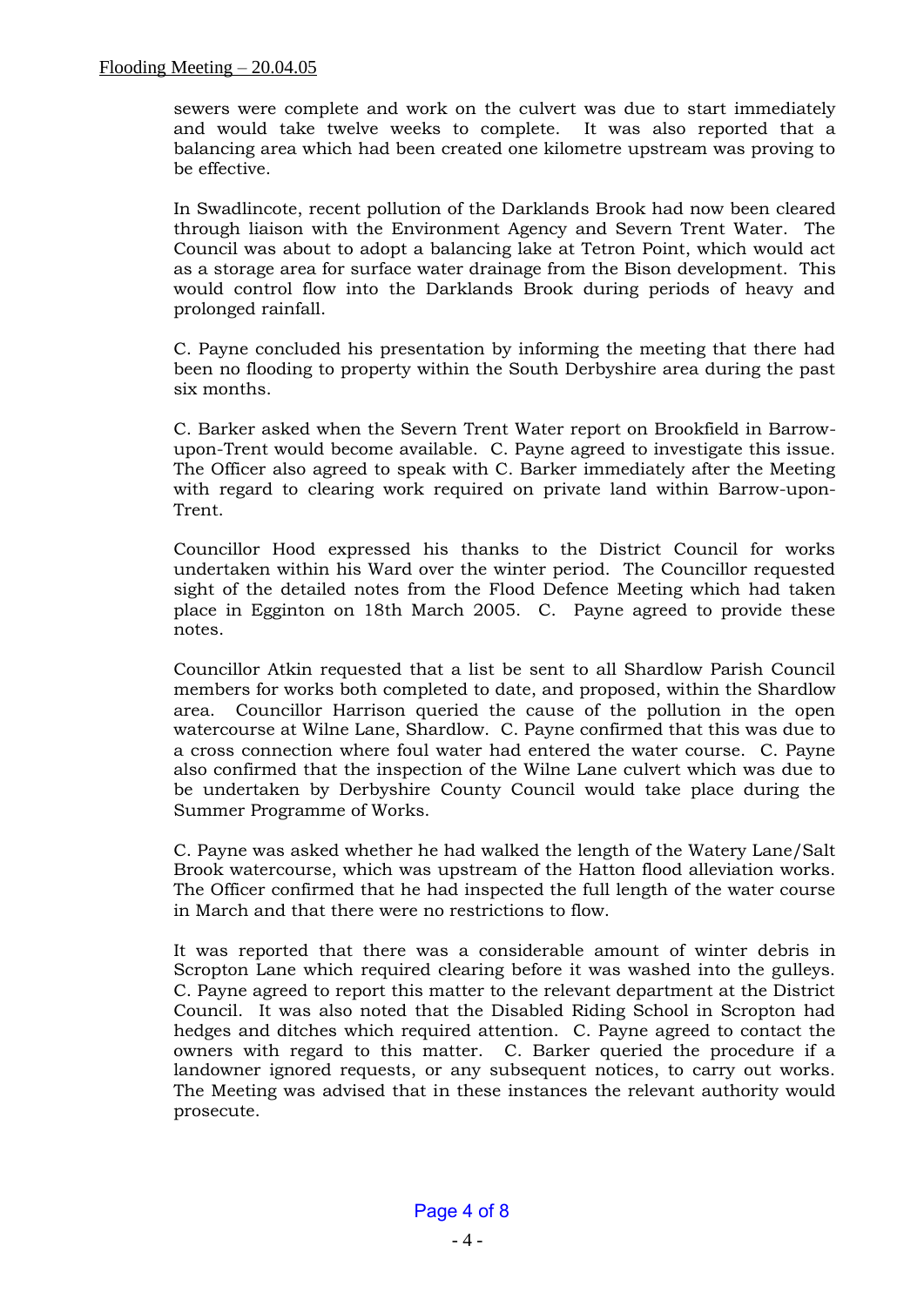sewers were complete and work on the culvert was due to start immediately and would take twelve weeks to complete. It was also reported that a balancing area which had been created one kilometre upstream was proving to be effective.

In Swadlincote, recent pollution of the Darklands Brook had now been cleared through liaison with the Environment Agency and Severn Trent Water. The Council was about to adopt a balancing lake at Tetron Point, which would act as a storage area for surface water drainage from the Bison development. This would control flow into the Darklands Brook during periods of heavy and prolonged rainfall.

C. Payne concluded his presentation by informing the meeting that there had been no flooding to property within the South Derbyshire area during the past six months.

C. Barker asked when the Severn Trent Water report on Brookfield in Barrow-upon-Trent would become available. C. Payne agreed to investigate this issue. The Officer also agreed to speak with C. Barker immediately after the Meeting with regard to clearing work required on private land within Barrow-upon-Trent.

Councillor Hood expressed his thanks to the District Council for works undertaken within his Ward over the winter period. The Councillor requested sight of the detailed notes from the Flood Defence Meeting which had taken place in Egginton on 18th March 2005. C. Payne agreed to provide these notes.

Councillor Atkin requested that a list be sent to all Shardlow Parish Council members for works both completed to date, and proposed, within the Shardlow area. Councillor Harrison queried the cause of the pollution in the open watercourse at Wilne Lane, Shardlow. C. Payne confirmed that this was due to a cross connection where foul water had entered the water course. C. Payne also confirmed that the inspection of the Wilne Lane culvert which was due to be undertaken by Derbyshire County Council would take place during the Summer Programme of Works.

C. Payne was asked whether he had walked the length of the Watery Lane/Salt Brook watercourse, which was upstream of the Hatton flood alleviation works. The Officer confirmed that he had inspected the full length of the water course in March and that there were no restrictions to flow.

It was reported that there was a considerable amount of winter debris in Scropton Lane which required clearing before it was washed into the gulleys. C. Payne agreed to report this matter to the relevant department at the District Council. It was also noted that the Disabled Riding School in Scropton had hedges and ditches which required attention. C. Payne agreed to contact the owners with regard to this matter. C. Barker queried the procedure if a landowner ignored requests, or any subsequent notices, to carry out works. The Meeting was advised that in these instances the relevant authority would prosecute.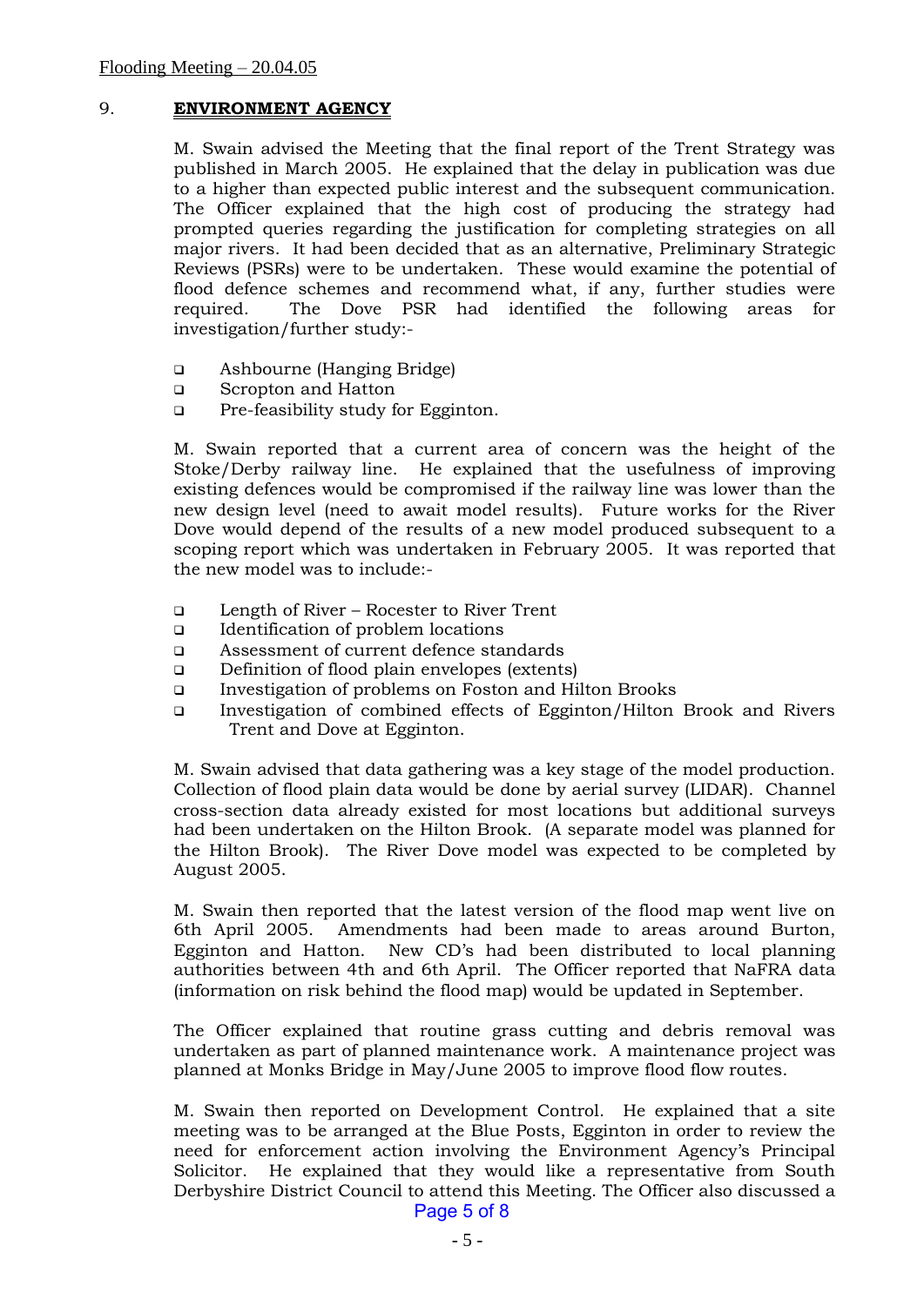## 9. ENVIRONMENT AGENCY

M. Swain advised the Meeting that the final report of the Trent Strategy was published in March 2005. He explained that the delay in publication was due to a higher than expected public interest and the subsequent communication. The Officer explained that the high cost of producing the strategy had prompted queries regarding the justification for completing strategies on all major rivers. It had been decided that as an alternative, Preliminary Strategic Reviews (PSRs) were to be undertaken. These would examine the potential of flood defence schemes and recommend what, if any, further studies were required. The Dove PSR had identified the following areas for investigation/further study:-

- Ashbourne (Hanging Bridge)
- Scropton and Hatton
- Pre-feasibility study for Egginton.

M. Swain reported that a current area of concern was the height of the Stoke/Derby railway line. He explained that the usefulness of improving existing defences would be compromised if the railway line was lower than the new design level (need to await model results). Future works for the River Dove would depend of the results of a new model produced subsequent to a scoping report which was undertaken in February 2005. It was reported that the new model was to include:-

- Length of River – Rocester to River Trent
- Identification of problem locations
- Assessment of current defence standards
- Definition of flood plain envelopes (extents)
- Investigation of problems on Foston and Hilton Brooks
- Investigation of combined effects of Egginton/Hilton Brook and Rivers Trent and Dove at Egginton.

M. Swain advised that data gathering was a key stage of the model production. Collection of flood plain data would be done by aerial survey (LIDAR). Channel cross-section data already existed for most locations but additional surveys had been undertaken on the Hilton Brook. (A separate model was planned for the Hilton Brook). The River Dove model was expected to be completed by August 2005.

M. Swain then reported that the latest version of the flood map went live on 6th April 2005. Amendments had been made to areas around Burton, Egginton and Hatton. New CD's had been distributed to local planning authorities between 4th and 6th April. The Officer reported that NaFRA data (information on risk behind the flood map) would be updated in September.

The Officer explained that routine grass cutting and debris removal was undertaken as part of planned maintenance work. A maintenance project was planned at Monks Bridge in May/June 2005 to improve flood flow routes.

M. Swain then reported on Development Control. He explained that a site meeting was to be arranged at the Blue Posts, Egginton in order to review the need for enforcement action involving the Environment Agency's Principal Solicitor. He explained that they would like a representative from South Derbyshire District Council to attend this Meeting. The Officer also discussed a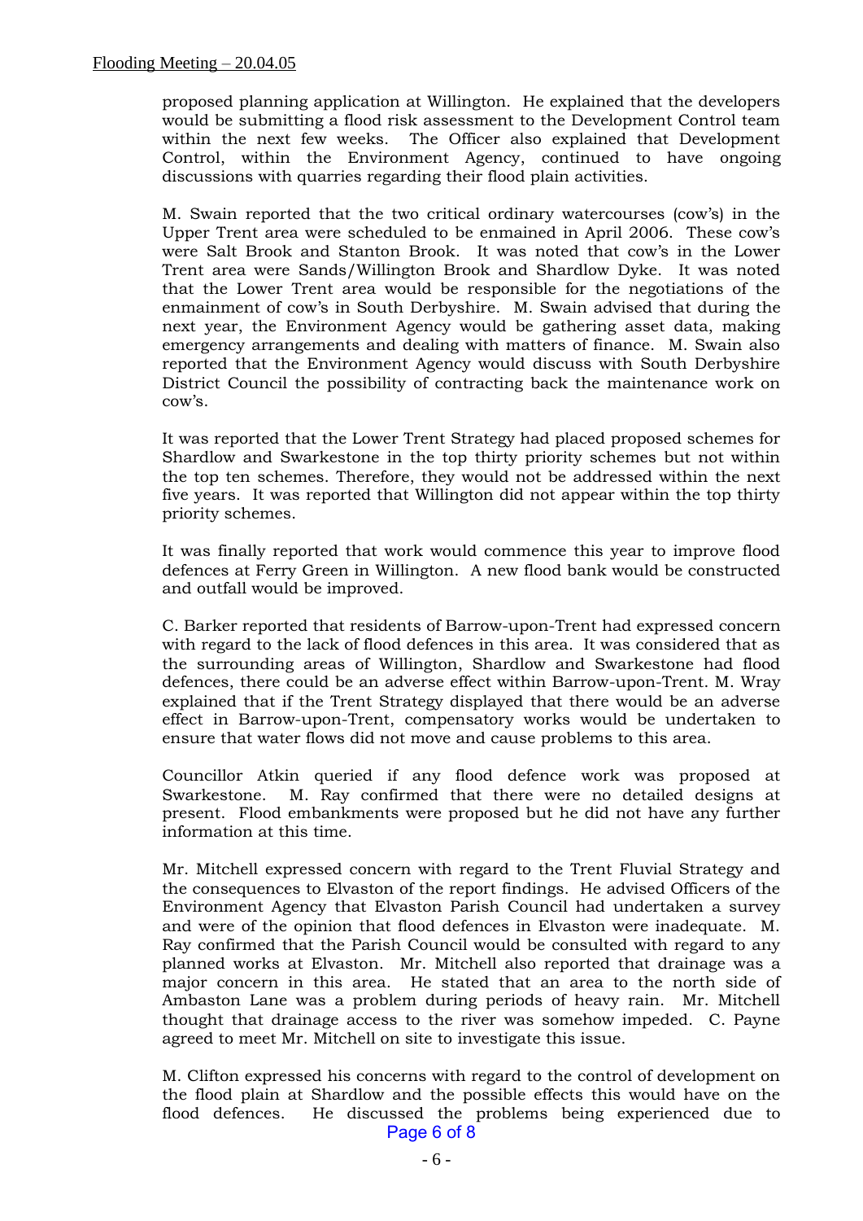proposed planning application at Willington. He explained that the developers would be submitting a flood risk assessment to the Development Control team within the next few weeks. The Officer also explained that Development Control, within the Environment Agency, continued to have ongoing discussions with quarries regarding their flood plain activities.

M. Swain reported that the two critical ordinary watercourses (cow's) in the Upper Trent area were scheduled to be enmained in April 2006. These cow's were Salt Brook and Stanton Brook. It was noted that cow's in the Lower Trent area were Sands/Willington Brook and Shardlow Dyke. It was noted that the Lower Trent area would be responsible for the negotiations of the enmainment of cow's in South Derbyshire. M. Swain advised that during the next year, the Environment Agency would be gathering asset data, making emergency arrangements and dealing with matters of finance. M. Swain also reported that the Environment Agency would discuss with South Derbyshire District Council the possibility of contracting back the maintenance work on cow's.

It was reported that the Lower Trent Strategy had placed proposed schemes for Shardlow and Swarkestone in the top thirty priority schemes but not within the top ten schemes. Therefore, they would not be addressed within the next five years. It was reported that Willington did not appear within the top thirty priority schemes.

It was finally reported that work would commence this year to improve flood defences at Ferry Green in Willington. A new flood bank would be constructed and outfall would be improved.

C. Barker reported that residents of Barrow-upon-Trent had expressed concern with regard to the lack of flood defences in this area. It was considered that as the surrounding areas of Willington, Shardlow and Swarkestone had flood defences, there could be an adverse effect within Barrow-upon-Trent. M. Wray explained that if the Trent Strategy displayed that there would be an adverse effect in Barrow-upon-Trent, compensatory works would be undertaken to ensure that water flows did not move and cause problems to this area.

Councillor Atkin queried if any flood defence work was proposed at Swarkestone. M. Ray confirmed that there were no detailed designs at present. Flood embankments were proposed but he did not have any further information at this time.

Mr. Mitchell expressed concern with regard to the Trent Fluvial Strategy and the consequences to Elvaston of the report findings. He advised Officers of the Environment Agency that Elvaston Parish Council had undertaken a survey and were of the opinion that flood defences in Elvaston were inadequate. M. Ray confirmed that the Parish Council would be consulted with regard to any planned works at Elvaston. Mr. Mitchell also reported that drainage was a major concern in this area. He stated that an area to the north side of Ambaston Lane was a problem during periods of heavy rain. Mr. Mitchell thought that drainage access to the river was somehow impeded. C. Payne agreed to meet Mr. Mitchell on site to investigate this issue.

M. Clifton expressed his concerns with regard to the control of development on the flood plain at Shardlow and the possible effects this would have on the flood defences. He discussed the problems being experienced due to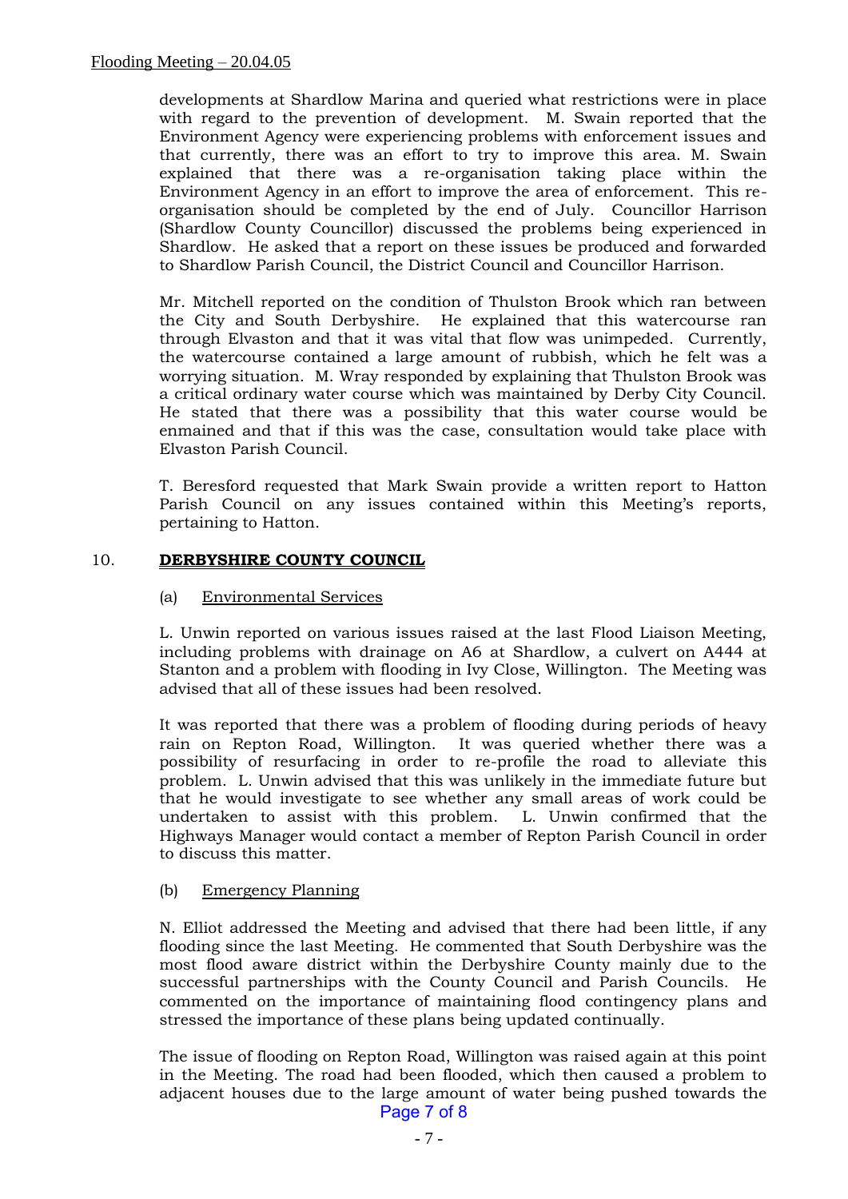developments at Shardlow Marina and queried what restrictions were in place with regard to the prevention of development. M. Swain reported that the Environment Agency were experiencing problems with enforcement issues and that currently, there was an effort to try to improve this area. M. Swain explained that there was a re-organisation taking place within the Environment Agency in an effort to improve the area of enforcement. This re-organisation should be completed by the end of July. Councillor Harrison (Shardlow County Councillor) discussed the problems being experienced in Shardlow. He asked that a report on these issues be produced and forwarded to Shardlow Parish Council, the District Council and Councillor Harrison.

Mr. Mitchell reported on the condition of Thulston Brook which ran between the City and South Derbyshire. He explained that this watercourse ran through Elvaston and that it was vital that flow was unimpeded. Currently, the watercourse contained a large amount of rubbish, which he felt was a worrying situation. M. Wray responded by explaining that Thulston Brook was a critical ordinary water course which was maintained by Derby City Council. He stated that there was a possibility that this water course would be enmained and that if this was the case, consultation would take place with Elvaston Parish Council.

T. Beresford requested that Mark Swain provide a written report to Hatton Parish Council on any issues contained within this Meeting's reports, pertaining to Hatton.

## 10. DERBYSHIRE COUNTY COUNCIL

### (a) Environmental Services

L. Unwin reported on various issues raised at the last Flood Liaison Meeting, including problems with drainage on A6 at Shardlow, a culvert on A444 at Stanton and a problem with flooding in Ivy Close, Willington. The Meeting was advised that all of these issues had been resolved.

It was reported that there was a problem of flooding during periods of heavy rain on Repton Road, Willington. It was queried whether there was a possibility of resurfacing in order to re-profile the road to alleviate this problem. L. Unwin advised that this was unlikely in the immediate future but that he would investigate to see whether any small areas of work could be undertaken to assist with this problem. L. Unwin confirmed that the Highways Manager would contact a member of Repton Parish Council in order to discuss this matter.

### (b) Emergency Planning

N. Elliot addressed the Meeting and advised that there had been little, if any flooding since the last Meeting. He commented that South Derbyshire was the most flood aware district within the Derbyshire County mainly due to the successful partnerships with the County Council and Parish Councils. He commented on the importance of maintaining flood contingency plans and stressed the importance of these plans being updated continually.

The issue of flooding on Repton Road, Willington was raised again at this point in the Meeting. The road had been flooded, which then caused a problem to adjacent houses due to the large amount of water being pushed towards the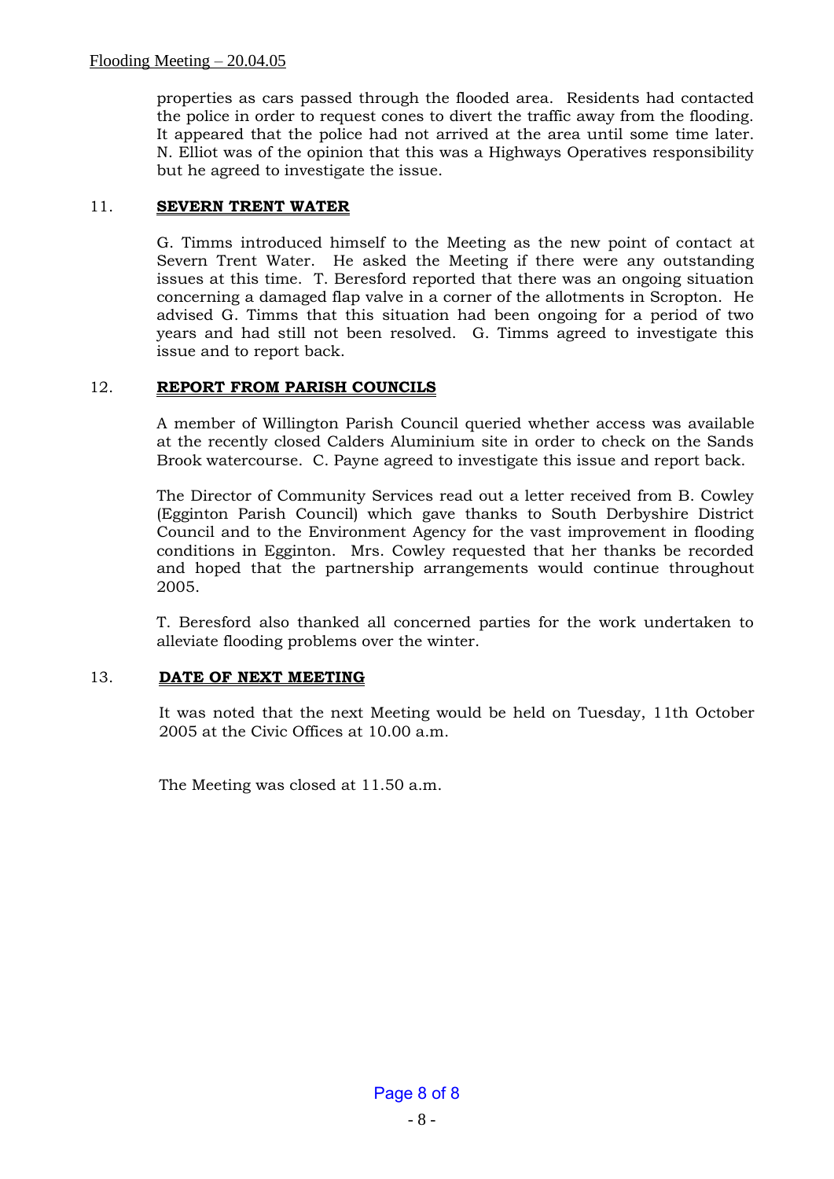properties as cars passed through the flooded area. Residents had contacted the police in order to request cones to divert the traffic away from the flooding. It appeared that the police had not arrived at the area until some time later. N. Elliot was of the opinion that this was a Highways Operatives responsibility but he agreed to investigate the issue.

## 11. **SEVERN TRENT WATER**

G. Timms introduced himself to the Meeting as the new point of contact at Severn Trent Water. He asked the Meeting if there were any outstanding issues at this time. T. Beresford reported that there was an ongoing situation concerning a damaged flap valve in a corner of the allotments in Scropton. He advised G. Timms that this situation had been ongoing for a period of two years and had still not been resolved. G. Timms agreed to investigate this issue and to report back.

## 12. **REPORT FROM PARISH COUNCILS**

A member of Willington Parish Council queried whether access was available at the recently closed Calders Aluminium site in order to check on the Sands Brook watercourse. C. Payne agreed to investigate this issue and report back.

The Director of Community Services read out a letter received from B. Cowley (Egginton Parish Council) which gave thanks to South Derbyshire District Council and to the Environment Agency for the vast improvement in flooding conditions in Egginton. Mrs. Cowley requested that her thanks be recorded and hoped that the partnership arrangements would continue throughout 2005.

T. Beresford also thanked all concerned parties for the work undertaken to alleviate flooding problems over the winter.

## 13. **DATE OF NEXT MEETING**

It was noted that the next Meeting would be held on Tuesday, 11th October 2005 at the Civic Offices at 10.00 a.m.

The Meeting was closed at 11.50 a.m.